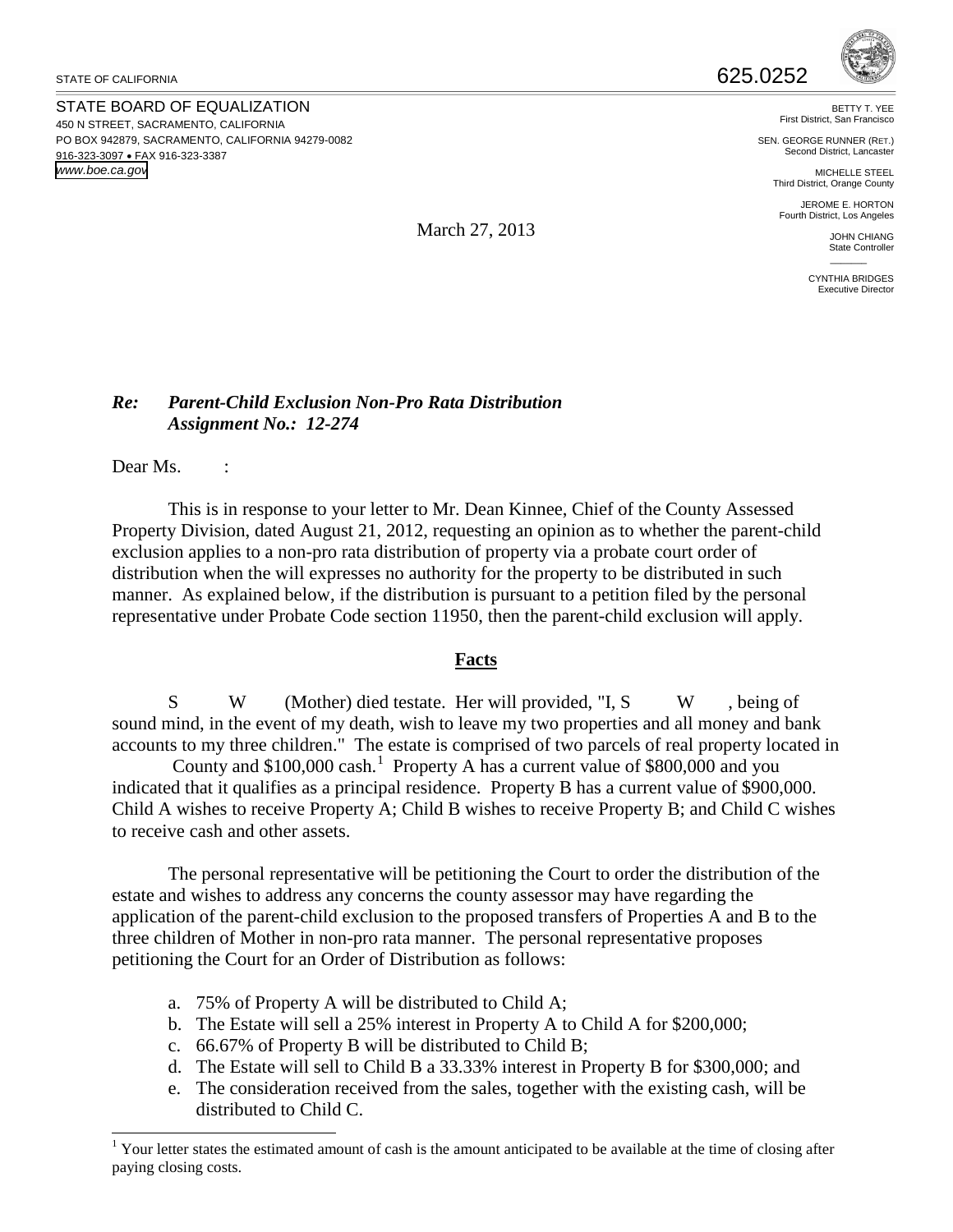STATE OF CALIFORNIA

625.0252

STATE BOARD OF EQUALIZATION
450 N STREET, SACRAMENTO, CALIFORNIA
PO BOX 942879, SACRAMENTO, CALIFORNIA 94279-0082
916-323-3097 • FAX 916-323-3387
www.boe.ca.gov

BETTY T. YEE
First District, San Francisco

SEN. GEORGE RUNNER (RET.)
Second District, Lancaster

MICHELLE STEEL
Third District, Orange County

JEROME E. HORTON
Fourth District, Los Angeles

JOHN CHIANG
State Controller

CYNTHIA BRIDGES
Executive Director

March 27, 2013

***Re: Parent-Child Exclusion Non-Pro Rata Distribution***
***Assignment No.: 12-274***

Dear Ms. :

This is in response to your letter to Mr. Dean Kinnee, Chief of the County Assessed Property Division, dated August 21, 2012, requesting an opinion as to whether the parent-child exclusion applies to a non-pro rata distribution of property via a probate court order of distribution when the will expresses no authority for the property to be distributed in such manner. As explained below, if the distribution is pursuant to a petition filed by the personal representative under Probate Code section 11950, then the parent-child exclusion will apply.

## Facts

S W (Mother) died testate. Her will provided, "I, S W , being of sound mind, in the event of my death, wish to leave my two properties and all money and bank accounts to my three children." The estate is comprised of two parcels of real property located in County and \$100,000 cash.[1] Property A has a current value of \$800,000 and you indicated that it qualifies as a principal residence. Property B has a current value of \$900,000. Child A wishes to receive Property A; Child B wishes to receive Property B; and Child C wishes to receive cash and other assets.

The personal representative will be petitioning the Court to order the distribution of the estate and wishes to address any concerns the county assessor may have regarding the application of the parent-child exclusion to the proposed transfers of Properties A and B to the three children of Mother in non-pro rata manner. The personal representative proposes petitioning the Court for an Order of Distribution as follows:

a. 75% of Property A will be distributed to Child A;
b. The Estate will sell a 25% interest in Property A to Child A for \$200,000;
c. 66.67% of Property B will be distributed to Child B;
d. The Estate will sell to Child B a 33.33% interest in Property B for \$300,000; and
e. The consideration received from the sales, together with the existing cash, will be distributed to Child C.

[1] Your letter states the estimated amount of cash is the amount anticipated to be available at the time of closing after paying closing costs.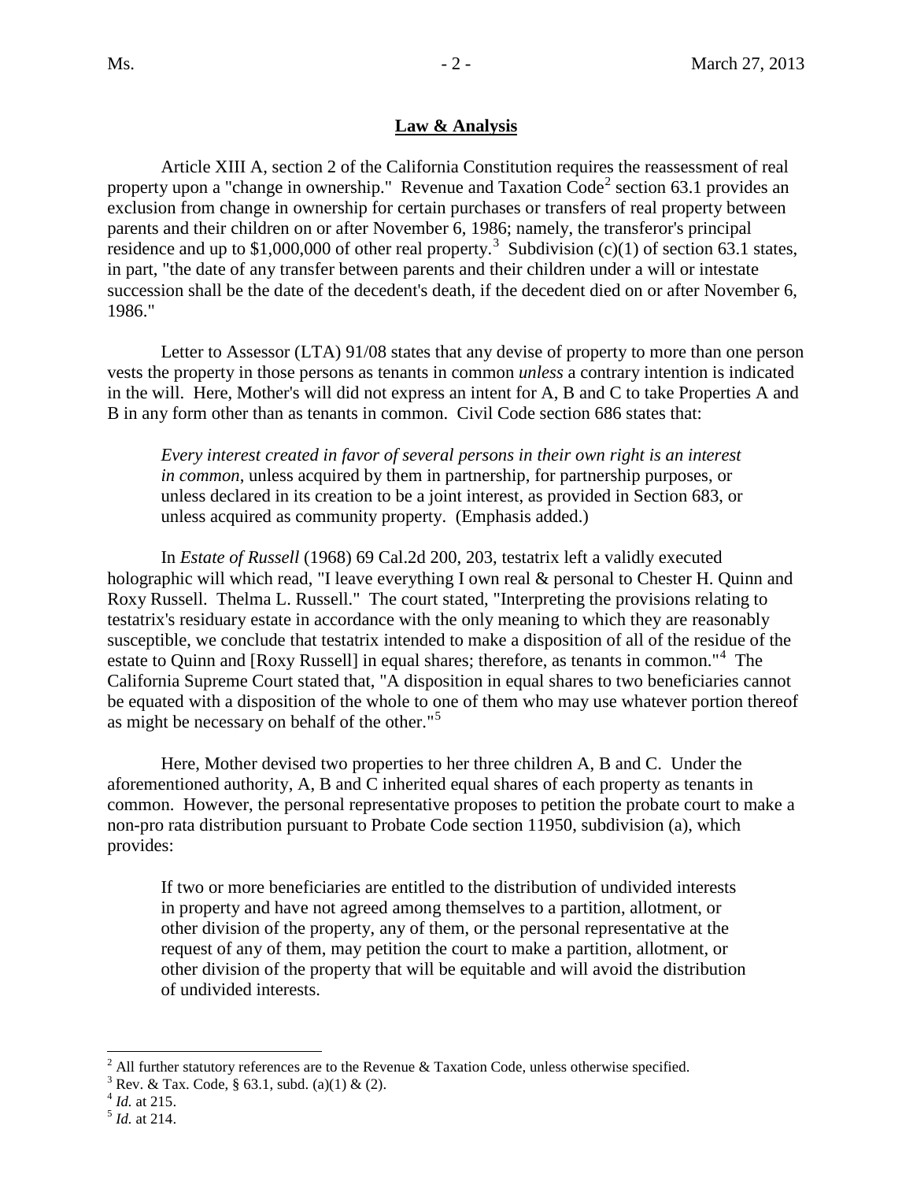**Law & Analysis**

Article XIII A, section 2 of the California Constitution requires the reassessment of real property upon a "change in ownership." Revenue and Taxation Code[2] section 63.1 provides an exclusion from change in ownership for certain purchases or transfers of real property between parents and their children on or after November 6, 1986; namely, the transferor's principal residence and up to $1,000,000 of other real property.[3] Subdivision (c)(1) of section 63.1 states, in part, "the date of any transfer between parents and their children under a will or intestate succession shall be the date of the decedent's death, if the decedent died on or after November 6, 1986."

Letter to Assessor (LTA) 91/08 states that any devise of property to more than one person vests the property in those persons as tenants in common *unless* a contrary intention is indicated in the will. Here, Mother's will did not express an intent for A, B and C to take Properties A and B in any form other than as tenants in common. Civil Code section 686 states that:

> *Every interest created in favor of several persons in their own right is an interest in common*, unless acquired by them in partnership, for partnership purposes, or unless declared in its creation to be a joint interest, as provided in Section 683, or unless acquired as community property. (Emphasis added.)

In *Estate of Russell* (1968) 69 Cal.2d 200, 203, testatrix left a validly executed holographic will which read, "I leave everything I own real & personal to Chester H. Quinn and Roxy Russell. Thelma L. Russell." The court stated, "Interpreting the provisions relating to testatrix's residuary estate in accordance with the only meaning to which they are reasonably susceptible, we conclude that testatrix intended to make a disposition of all of the residue of the estate to Quinn and [Roxy Russell] in equal shares; therefore, as tenants in common."[4] The California Supreme Court stated that, "A disposition in equal shares to two beneficiaries cannot be equated with a disposition of the whole to one of them who may use whatever portion thereof as might be necessary on behalf of the other."[5]

Here, Mother devised two properties to her three children A, B and C. Under the aforementioned authority, A, B and C inherited equal shares of each property as tenants in common. However, the personal representative proposes to petition the probate court to make a non-pro rata distribution pursuant to Probate Code section 11950, subdivision (a), which provides:

> If two or more beneficiaries are entitled to the distribution of undivided interests in property and have not agreed among themselves to a partition, allotment, or other division of the property, any of them, or the personal representative at the request of any of them, may petition the court to make a partition, allotment, or other division of the property that will be equitable and will avoid the distribution of undivided interests.

---

[2] All further statutory references are to the Revenue & Taxation Code, unless otherwise specified.

[3] Rev. & Tax. Code, § 63.1, subd. (a)(1) & (2).

[4] *Id.* at 215.

[5] *Id.* at 214.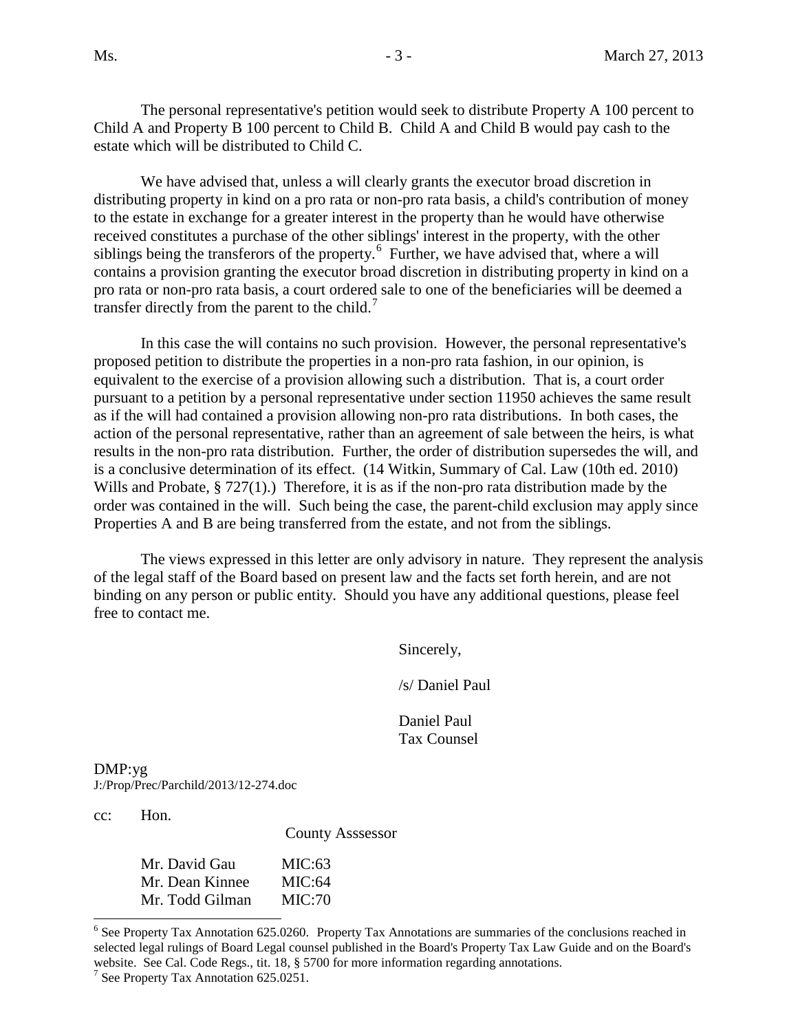The personal representative's petition would seek to distribute Property A 100 percent to Child A and Property B 100 percent to Child B. Child A and Child B would pay cash to the estate which will be distributed to Child C.

We have advised that, unless a will clearly grants the executor broad discretion in distributing property in kind on a pro rata or non-pro rata basis, a child's contribution of money to the estate in exchange for a greater interest in the property than he would have otherwise received constitutes a purchase of the other siblings' interest in the property, with the other siblings being the transferors of the property.[6] Further, we have advised that, where a will contains a provision granting the executor broad discretion in distributing property in kind on a pro rata or non-pro rata basis, a court ordered sale to one of the beneficiaries will be deemed a transfer directly from the parent to the child.[7]

In this case the will contains no such provision. However, the personal representative's proposed petition to distribute the properties in a non-pro rata fashion, in our opinion, is equivalent to the exercise of a provision allowing such a distribution. That is, a court order pursuant to a petition by a personal representative under section 11950 achieves the same result as if the will had contained a provision allowing non-pro rata distributions. In both cases, the action of the personal representative, rather than an agreement of sale between the heirs, is what results in the non-pro rata distribution. Further, the order of distribution supersedes the will, and is a conclusive determination of its effect. (14 Witkin, Summary of Cal. Law (10th ed. 2010) Wills and Probate, § 727(1).) Therefore, it is as if the non-pro rata distribution made by the order was contained in the will. Such being the case, the parent-child exclusion may apply since Properties A and B are being transferred from the estate, and not from the siblings.

The views expressed in this letter are only advisory in nature. They represent the analysis of the legal staff of the Board based on present law and the facts set forth herein, and are not binding on any person or public entity. Should you have any additional questions, please feel free to contact me.

Sincerely,

/s/ Daniel Paul

Daniel Paul
Tax Counsel

DMP:yg
J:/Prop/Prec/Parchild/2013/12-274.doc

cc: Hon.
County Asssessor

Mr. David Gau MIC:63
Mr. Dean Kinnee MIC:64
Mr. Todd Gilman MIC:70

---

[6] See Property Tax Annotation 625.0260. Property Tax Annotations are summaries of the conclusions reached in selected legal rulings of Board Legal counsel published in the Board's Property Tax Law Guide and on the Board's website. See Cal. Code Regs., tit. 18, § 5700 for more information regarding annotations.

[7] See Property Tax Annotation 625.0251.